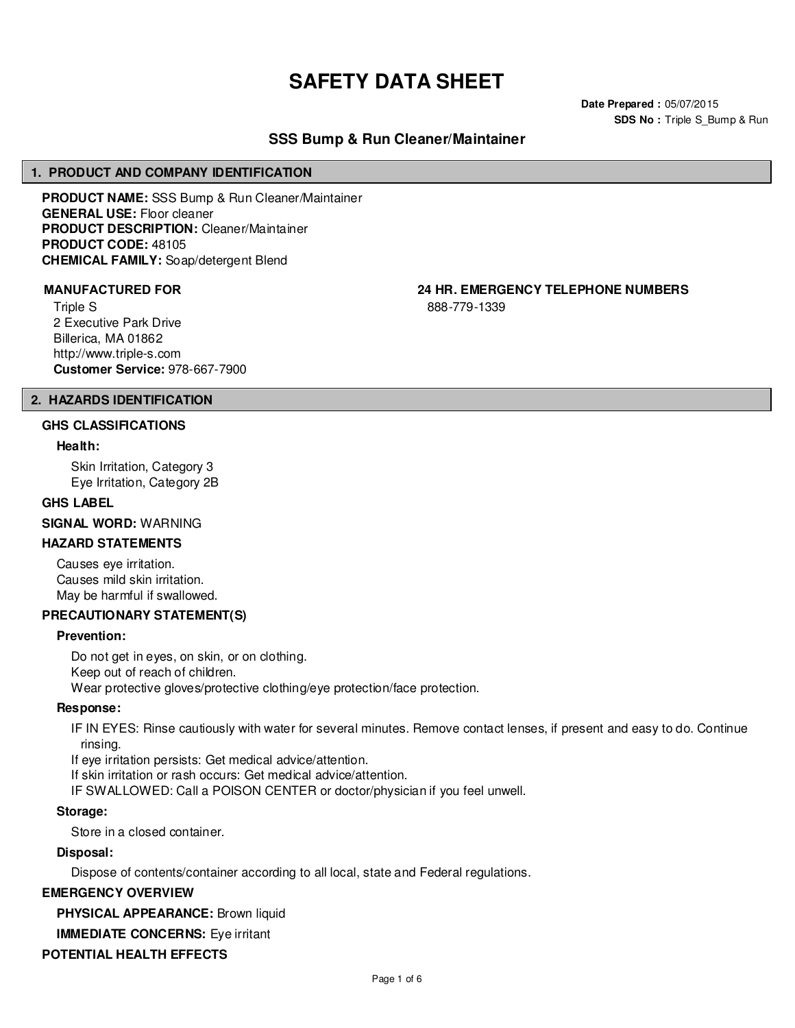# SAFETY DATA SHEET

**Date Prepared :** 05/07/2015
**SDS No :** Triple S_Bump & Run

## SSS Bump & Run Cleaner/Maintainer

## 1. PRODUCT AND COMPANY IDENTIFICATION

**PRODUCT NAME:** SSS Bump & Run Cleaner/Maintainer
**GENERAL USE:** Floor cleaner
**PRODUCT DESCRIPTION:** Cleaner/Maintainer
**PRODUCT CODE:** 48105
**CHEMICAL FAMILY:** Soap/detergent Blend

**MANUFACTURED FOR**

Triple S
2 Executive Park Drive
Billerica, MA 01862
http://www.triple-s.com
**Customer Service:** 978-667-7900

**24 HR. EMERGENCY TELEPHONE NUMBERS**

888-779-1339

## 2. HAZARDS IDENTIFICATION

### GHS CLASSIFICATIONS

**Health:**

Skin Irritation, Category 3
Eye Irritation, Category 2B

### GHS LABEL

**SIGNAL WORD:** WARNING

### HAZARD STATEMENTS

Causes eye irritation.
Causes mild skin irritation.
May be harmful if swallowed.

### PRECAUTIONARY STATEMENT(S)

**Prevention:**

Do not get in eyes, on skin, or on clothing.
Keep out of reach of children.
Wear protective gloves/protective clothing/eye protection/face protection.

**Response:**

IF IN EYES: Rinse cautiously with water for several minutes. Remove contact lenses, if present and easy to do. Continue rinsing.
If eye irritation persists: Get medical advice/attention.
If skin irritation or rash occurs: Get medical advice/attention.
IF SWALLOWED: Call a POISON CENTER or doctor/physician if you feel unwell.

**Storage:**

Store in a closed container.

**Disposal:**

Dispose of contents/container according to all local, state and Federal regulations.

### EMERGENCY OVERVIEW

**PHYSICAL APPEARANCE:** Brown liquid

**IMMEDIATE CONCERNS:** Eye irritant

### POTENTIAL HEALTH EFFECTS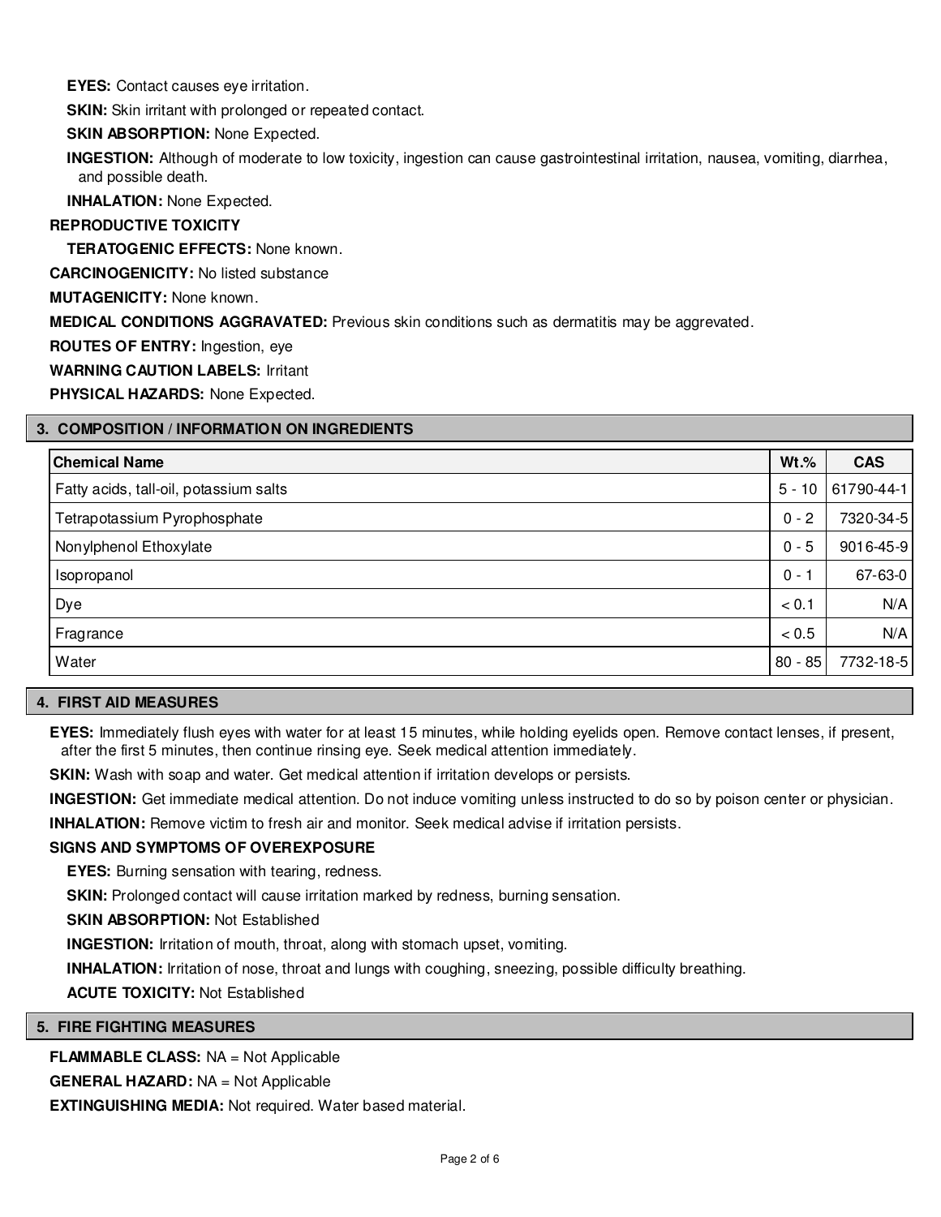**EYES:** Contact causes eye irritation.

**SKIN:** Skin irritant with prolonged or repeated contact.

**SKIN ABSORPTION:** None Expected.

**INGESTION:** Although of moderate to low toxicity, ingestion can cause gastrointestinal irritation, nausea, vomiting, diarrhea, and possible death.

**INHALATION:** None Expected.

**REPRODUCTIVE TOXICITY**

**TERATOGENIC EFFECTS:** None known.

**CARCINOGENICITY:** No listed substance

**MUTAGENICITY:** None known.

**MEDICAL CONDITIONS AGGRAVATED:** Previous skin conditions such as dermatitis may be aggrevated.

**ROUTES OF ENTRY:** Ingestion, eye

**WARNING CAUTION LABELS:** Irritant

**PHYSICAL HAZARDS:** None Expected.

## 3. COMPOSITION / INFORMATION ON INGREDIENTS

| Chemical Name | Wt.% | CAS |
|---|---|---|
| Fatty acids, tall-oil, potassium salts | 5 - 10 | 61790-44-1 |
| Tetrapotassium Pyrophosphate | 0 - 2 | 7320-34-5 |
| Nonylphenol Ethoxylate | 0 - 5 | 9016-45-9 |
| Isopropanol | 0 - 1 | 67-63-0 |
| Dye | < 0.1 | N/A |
| Fragrance | < 0.5 | N/A |
| Water | 80 - 85 | 7732-18-5 |

## 4. FIRST AID MEASURES

**EYES:** Immediately flush eyes with water for at least 15 minutes, while holding eyelids open. Remove contact lenses, if present, after the first 5 minutes, then continue rinsing eye. Seek medical attention immediately.

**SKIN:** Wash with soap and water. Get medical attention if irritation develops or persists.

**INGESTION:** Get immediate medical attention. Do not induce vomiting unless instructed to do so by poison center or physician.

**INHALATION:** Remove victim to fresh air and monitor. Seek medical advise if irritation persists.

**SIGNS AND SYMPTOMS OF OVEREXPOSURE**

**EYES:** Burning sensation with tearing, redness.

**SKIN:** Prolonged contact will cause irritation marked by redness, burning sensation.

**SKIN ABSORPTION:** Not Established

**INGESTION:** Irritation of mouth, throat, along with stomach upset, vomiting.

**INHALATION:** Irritation of nose, throat and lungs with coughing, sneezing, possible difficulty breathing.

**ACUTE TOXICITY:** Not Established

## 5. FIRE FIGHTING MEASURES

**FLAMMABLE CLASS:** NA = Not Applicable

**GENERAL HAZARD:** NA = Not Applicable

**EXTINGUISHING MEDIA:** Not required. Water based material.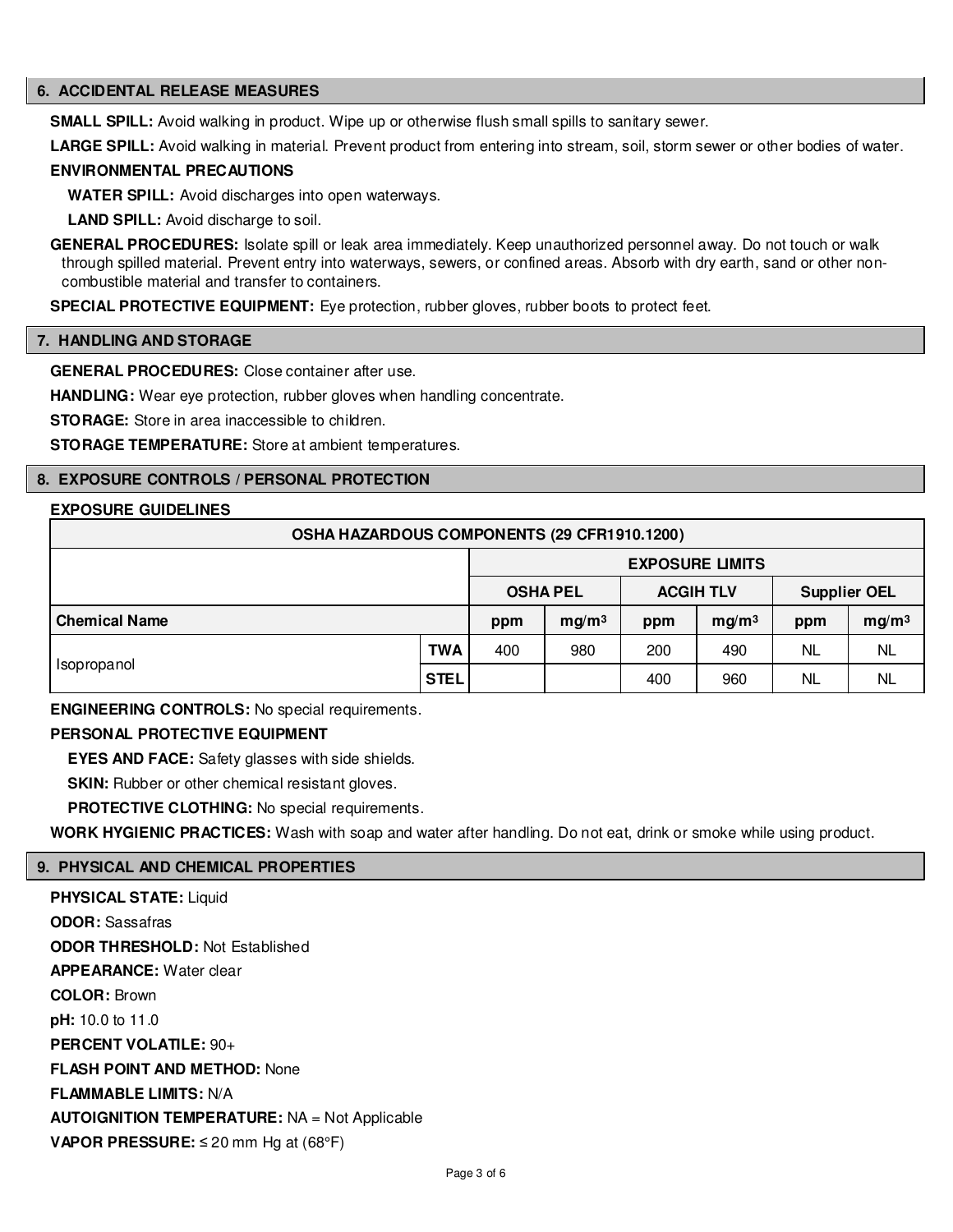## 6. ACCIDENTAL RELEASE MEASURES

**SMALL SPILL:** Avoid walking in product. Wipe up or otherwise flush small spills to sanitary sewer.

**LARGE SPILL:** Avoid walking in material. Prevent product from entering into stream, soil, storm sewer or other bodies of water.

**ENVIRONMENTAL PRECAUTIONS**

**WATER SPILL:** Avoid discharges into open waterways.

**LAND SPILL:** Avoid discharge to soil.

**GENERAL PROCEDURES:** Isolate spill or leak area immediately. Keep unauthorized personnel away. Do not touch or walk through spilled material. Prevent entry into waterways, sewers, or confined areas. Absorb with dry earth, sand or other non-combustible material and transfer to containers.

**SPECIAL PROTECTIVE EQUIPMENT:** Eye protection, rubber gloves, rubber boots to protect feet.

## 7. HANDLING AND STORAGE

**GENERAL PROCEDURES:** Close container after use.

**HANDLING:** Wear eye protection, rubber gloves when handling concentrate.

**STORAGE:** Store in area inaccessible to children.

**STORAGE TEMPERATURE:** Store at ambient temperatures.

## 8. EXPOSURE CONTROLS / PERSONAL PROTECTION

**EXPOSURE GUIDELINES**

| OSHA HAZARDOUS COMPONENTS (29 CFR1910.1200) | | | | | | | |
|---|---|---|---|---|---|---|---|
| | | EXPOSURE LIMITS | | | | | |
| | | OSHA PEL | | ACGIH TLV | | Supplier OEL | |
| **Chemical Name** | | ppm | mg/m³ | ppm | mg/m³ | ppm | mg/m³ |
| Isopropanol | TWA | 400 | 980 | 200 | 490 | NL | NL |
| | STEL | | | 400 | 960 | NL | NL |

**ENGINEERING CONTROLS:** No special requirements.

**PERSONAL PROTECTIVE EQUIPMENT**

**EYES AND FACE:** Safety glasses with side shields.

**SKIN:** Rubber or other chemical resistant gloves.

**PROTECTIVE CLOTHING:** No special requirements.

**WORK HYGIENIC PRACTICES:** Wash with soap and water after handling. Do not eat, drink or smoke while using product.

## 9. PHYSICAL AND CHEMICAL PROPERTIES

**PHYSICAL STATE:** Liquid

**ODOR:** Sassafras

**ODOR THRESHOLD:** Not Established

**APPEARANCE:** Water clear

**COLOR:** Brown

**pH:** 10.0 to 11.0

**PERCENT VOLATILE:** 90+

**FLASH POINT AND METHOD:** None

**FLAMMABLE LIMITS:** N/A

**AUTOIGNITION TEMPERATURE:** NA = Not Applicable

**VAPOR PRESSURE:** ≤ 20 mm Hg at (68°F)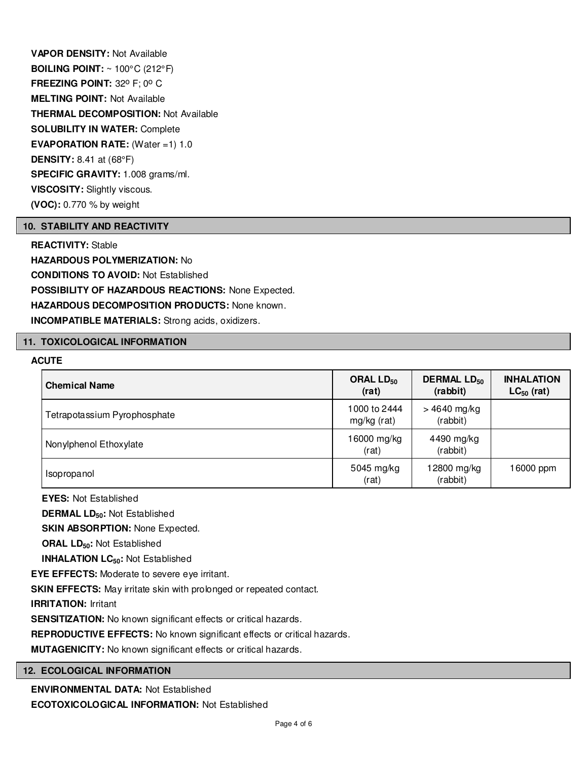**VAPOR DENSITY:** Not Available

**BOILING POINT:** ~ 100°C (212°F)

**FREEZING POINT:** 32º F; 0º C

**MELTING POINT:** Not Available

**THERMAL DECOMPOSITION:** Not Available

**SOLUBILITY IN WATER:** Complete

**EVAPORATION RATE:** (Water =1) 1.0

**DENSITY:** 8.41 at (68°F)

**SPECIFIC GRAVITY:** 1.008 grams/ml.

**VISCOSITY:** Slightly viscous.

**(VOC):** 0.770 % by weight

## 10. STABILITY AND REACTIVITY

**REACTIVITY:** Stable

**HAZARDOUS POLYMERIZATION:** No

**CONDITIONS TO AVOID:** Not Established

**POSSIBILITY OF HAZARDOUS REACTIONS:** None Expected.

**HAZARDOUS DECOMPOSITION PRODUCTS:** None known.

**INCOMPATIBLE MATERIALS:** Strong acids, oxidizers.

## 11. TOXICOLOGICAL INFORMATION

**ACUTE**

| Chemical Name | ORAL $LD_{50}$ (rat) | DERMAL $LD_{50}$ (rabbit) | INHALATION $LC_{50}$ (rat) |
|---|---|---|---|
| Tetrapotassium Pyrophosphate | 1000 to 2444 mg/kg (rat) | > 4640 mg/kg (rabbit) | |
| Nonylphenol Ethoxylate | 16000 mg/kg (rat) | 4490 mg/kg (rabbit) | |
| Isopropanol | 5045 mg/kg (rat) | 12800 mg/kg (rabbit) | 16000 ppm |

**EYES:** Not Established

**DERMAL $LD_{50}$:** Not Established

**SKIN ABSORPTION:** None Expected.

**ORAL $LD_{50}$:** Not Established

**INHALATION $LC_{50}$:** Not Established

**EYE EFFECTS:** Moderate to severe eye irritant.

**SKIN EFFECTS:** May irritate skin with prolonged or repeated contact.

**IRRITATION:** Irritant

**SENSITIZATION:** No known significant effects or critical hazards.

**REPRODUCTIVE EFFECTS:** No known significant effects or critical hazards.

**MUTAGENICITY:** No known significant effects or critical hazards.

## 12. ECOLOGICAL INFORMATION

**ENVIRONMENTAL DATA:** Not Established

**ECOTOXICOLOGICAL INFORMATION:** Not Established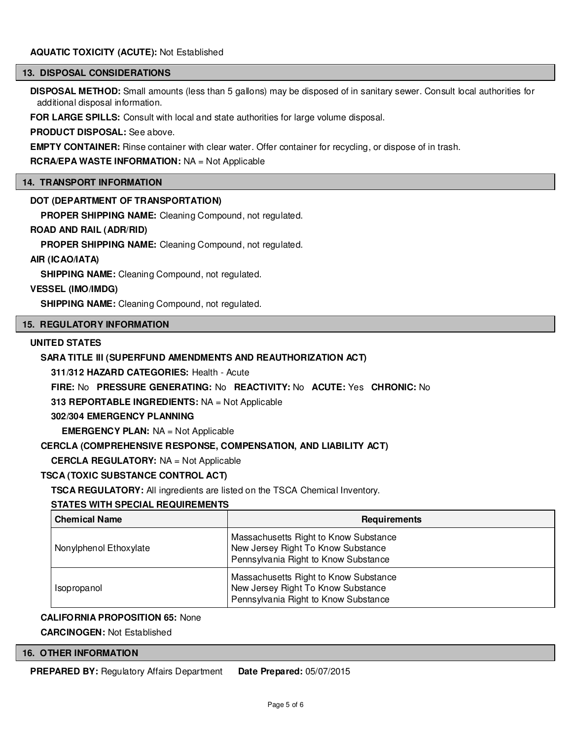**AQUATIC TOXICITY (ACUTE):** Not Established

## 13. DISPOSAL CONSIDERATIONS

**DISPOSAL METHOD:** Small amounts (less than 5 gallons) may be disposed of in sanitary sewer. Consult local authorities for additional disposal information.

**FOR LARGE SPILLS:** Consult with local and state authorities for large volume disposal.

**PRODUCT DISPOSAL:** See above.

**EMPTY CONTAINER:** Rinse container with clear water. Offer container for recycling, or dispose of in trash.

**RCRA/EPA WASTE INFORMATION:** NA = Not Applicable

## 14. TRANSPORT INFORMATION

**DOT (DEPARTMENT OF TRANSPORTATION)**

**PROPER SHIPPING NAME:** Cleaning Compound, not regulated.

**ROAD AND RAIL (ADR/RID)**

**PROPER SHIPPING NAME:** Cleaning Compound, not regulated.

**AIR (ICAO/IATA)**

**SHIPPING NAME:** Cleaning Compound, not regulated.

**VESSEL (IMO/IMDG)**

**SHIPPING NAME:** Cleaning Compound, not regulated.

## 15. REGULATORY INFORMATION

**UNITED STATES**

**SARA TITLE III (SUPERFUND AMENDMENTS AND REAUTHORIZATION ACT)**

**311/312 HAZARD CATEGORIES:** Health - Acute

**FIRE:** No **PRESSURE GENERATING:** No **REACTIVITY:** No **ACUTE:** Yes **CHRONIC:** No

**313 REPORTABLE INGREDIENTS:** NA = Not Applicable

**302/304 EMERGENCY PLANNING**

**EMERGENCY PLAN:** NA = Not Applicable

**CERCLA (COMPREHENSIVE RESPONSE, COMPENSATION, AND LIABILITY ACT)**

**CERCLA REGULATORY:** NA = Not Applicable

**TSCA (TOXIC SUBSTANCE CONTROL ACT)**

**TSCA REGULATORY:** All ingredients are listed on the TSCA Chemical Inventory.

**STATES WITH SPECIAL REQUIREMENTS**

| Chemical Name | Requirements |
|---|---|
| Nonylphenol Ethoxylate | Massachusetts Right to Know Substance<br>New Jersey Right To Know Substance<br>Pennsylvania Right to Know Substance |
| Isopropanol | Massachusetts Right to Know Substance<br>New Jersey Right To Know Substance<br>Pennsylvania Right to Know Substance |

**CALIFORNIA PROPOSITION 65:** None

**CARCINOGEN:** Not Established

## 16. OTHER INFORMATION

**PREPARED BY:** Regulatory Affairs Department **Date Prepared:** 05/07/2015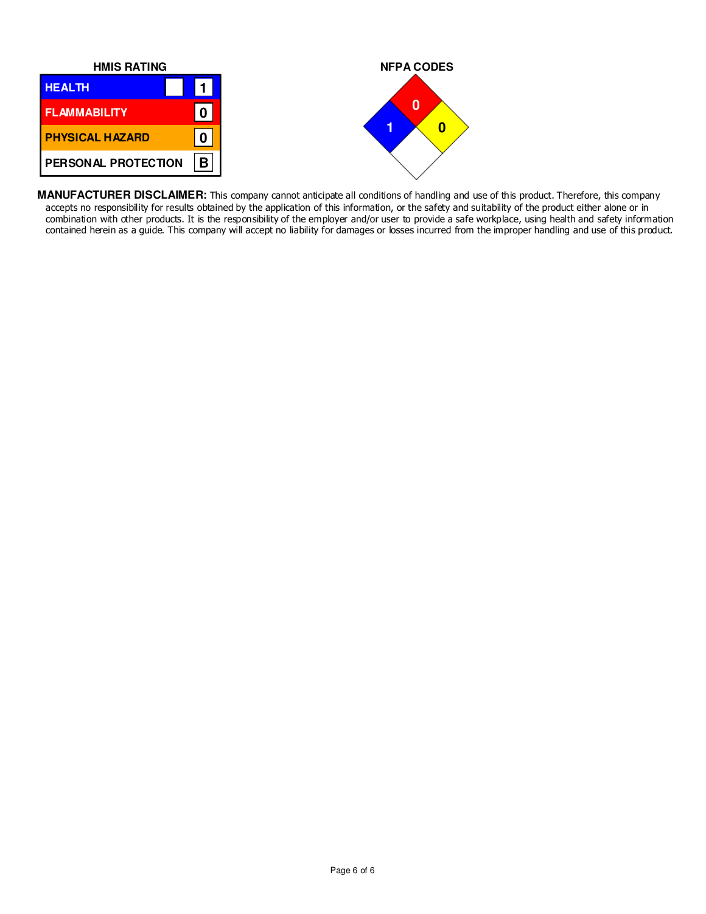**HMIS RATING**

| | |
|---|---|
| HEALTH | 1 |
| FLAMMABILITY | 0 |
| PHYSICAL HAZARD | 0 |
| PERSONAL PROTECTION | B |

**NFPA CODES**

0

1

0

**MANUFACTURER DISCLAIMER:** This company cannot anticipate all conditions of handling and use of this product. Therefore, this company accepts no responsibility for results obtained by the application of this information, or the safety and suitability of the product either alone or in combination with other products. It is the responsibility of the employer and/or user to provide a safe workplace, using health and safety information contained herein as a guide. This company will accept no liability for damages or losses incurred from the improper handling and use of this product.